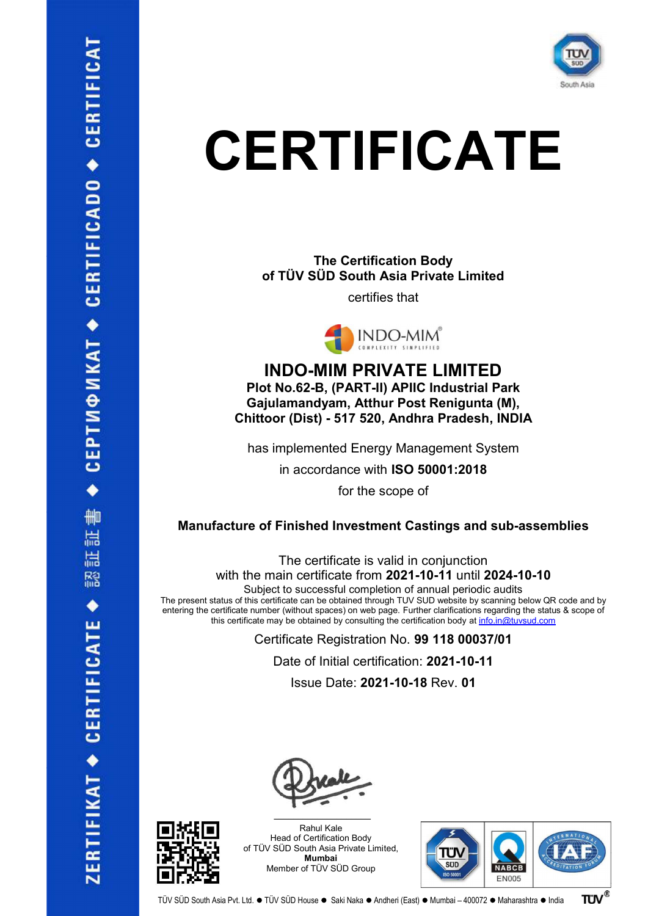# CERTIFICATE

**The Certification Body**
**of TÜV SÜD South Asia Private Limited**

certifies that

INDO-MIM®
COMPLEXITY SIMPLIFIED

## INDO-MIM PRIVATE LIMITED

**Plot No.62-B, (PART-II) APIIC Industrial Park**
**Gajulamandyam, Atthur Post Renigunta (M),**
**Chittoor (Dist) - 517 520, Andhra Pradesh, INDIA**

has implemented Energy Management System

in accordance with **ISO 50001:2018**

for the scope of

**Manufacture of Finished Investment Castings and sub-assemblies**

The certificate is valid in conjunction
with the main certificate from **2021-10-11** until **2024-10-10**

Subject to successful completion of annual periodic audits

The present status of this certificate can be obtained through TUV SUD website by scanning below QR code and by entering the certificate number (without spaces) on web page. Further clarifications regarding the status & scope of this certificate may be obtained by consulting the certification body at info.in@tuvsud.com

Certificate Registration No. **99 118 00037/01**

Date of Initial certification: **2021-10-11**

Issue Date: **2021-10-18** Rev. **01**

Rahul Kale
Head of Certification Body
of TÜV SÜD South Asia Private Limited,
**Mumbai**
Member of TÜV SÜD Group

TÜV SÜD ISO 50001 | NABCB EN005 | IAF

TÜV SÜD South Asia Pvt. Ltd. ● TÜV SÜD House ● Saki Naka ● Andheri (East) ● Mumbai – 400072 ● Maharashtra ● India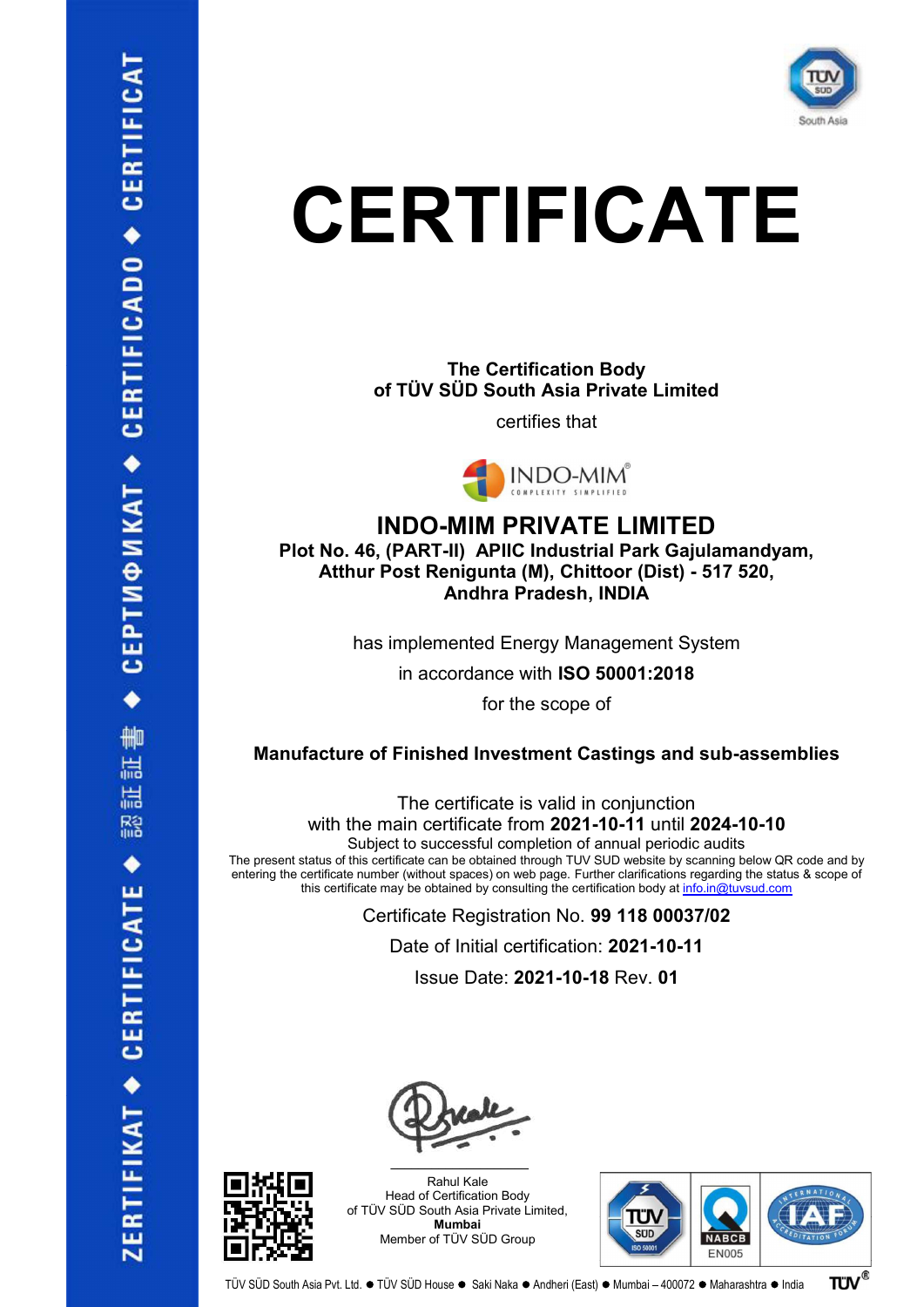ZERTIFIKAT ◆ CERTIFICATE ◆ 認証書 ◆ СЕРТИФИКАТ ◆ CERTIFICADO ◆ CERTIFICAT

TÜV SÜD South Asia

# CERTIFICATE

**The Certification Body of TÜV SÜD South Asia Private Limited**

certifies that

INDO-MIM® COMPLEXITY SIMPLIFIED

## INDO-MIM PRIVATE LIMITED

**Plot No. 46, (PART-II) APIIC Industrial Park Gajulamandyam, Atthur Post Renigunta (M), Chittoor (Dist) - 517 520, Andhra Pradesh, INDIA**

has implemented Energy Management System

in accordance with **ISO 50001:2018**

for the scope of

**Manufacture of Finished Investment Castings and sub-assemblies**

The certificate is valid in conjunction with the main certificate from **2021-10-11** until **2024-10-10**

Subject to successful completion of annual periodic audits

The present status of this certificate can be obtained through TUV SUD website by scanning below QR code and by entering the certificate number (without spaces) on web page. Further clarifications regarding the status & scope of this certificate may be obtained by consulting the certification body at info.in@tuvsud.com

Certificate Registration No. **99 118 00037/02**

Date of Initial certification: **2021-10-11**

Issue Date: **2021-10-18** Rev. **01**

Rahul Kale
Head of Certification Body
of TÜV SÜD South Asia Private Limited,
**Mumbai**
Member of TÜV SÜD Group

TÜV SÜD ISO 50001 | NABCB EN005 | IAF International Accreditation Forum

TÜV SÜD South Asia Pvt. Ltd. ● TÜV SÜD House ● Saki Naka ● Andheri (East) ● Mumbai – 400072 ● Maharashtra ● India